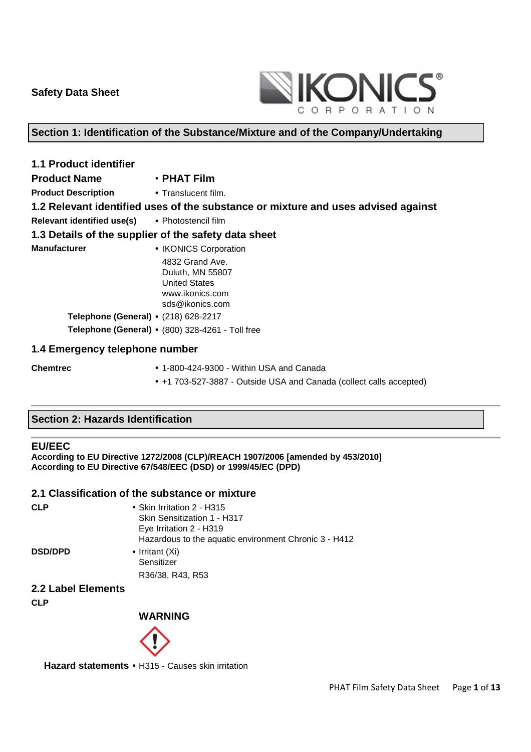**Safety Data Sheet**

IKONICS CORPORATION

## Section 1: Identification of the Substance/Mixture and of the Company/Undertaking

### 1.1 Product identifier

**Product Name** • **PHAT Film**

**Product Description** • Translucent film.

### 1.2 Relevant identified uses of the substance or mixture and uses advised against

**Relevant identified use(s)** • Photostencil film

### 1.3 Details of the supplier of the safety data sheet

**Manufacturer** • IKONICS Corporation
4832 Grand Ave.
Duluth, MN 55807
United States
www.ikonics.com
sds@ikonics.com

**Telephone (General)** • (218) 628-2217

**Telephone (General)** • (800) 328-4261 - Toll free

### 1.4 Emergency telephone number

**Chemtrec** • 1-800-424-9300 - Within USA and Canada
• +1 703-527-3887 - Outside USA and Canada (collect calls accepted)

## Section 2: Hazards Identification

### EU/EEC

**According to EU Directive 1272/2008 (CLP)/REACH 1907/2006 [amended by 453/2010]**
**According to EU Directive 67/548/EEC (DSD) or 1999/45/EC (DPD)**

### 2.1 Classification of the substance or mixture

**CLP** • Skin Irritation 2 - H315
Skin Sensitization 1 - H317
Eye Irritation 2 - H319
Hazardous to the aquatic environment Chronic 3 - H412

**DSD/DPD** • Irritant (Xi)
Sensitizer
R36/38, R43, R53

### 2.2 Label Elements

**CLP**

**WARNING**

**Hazard statements** • H315 - Causes skin irritation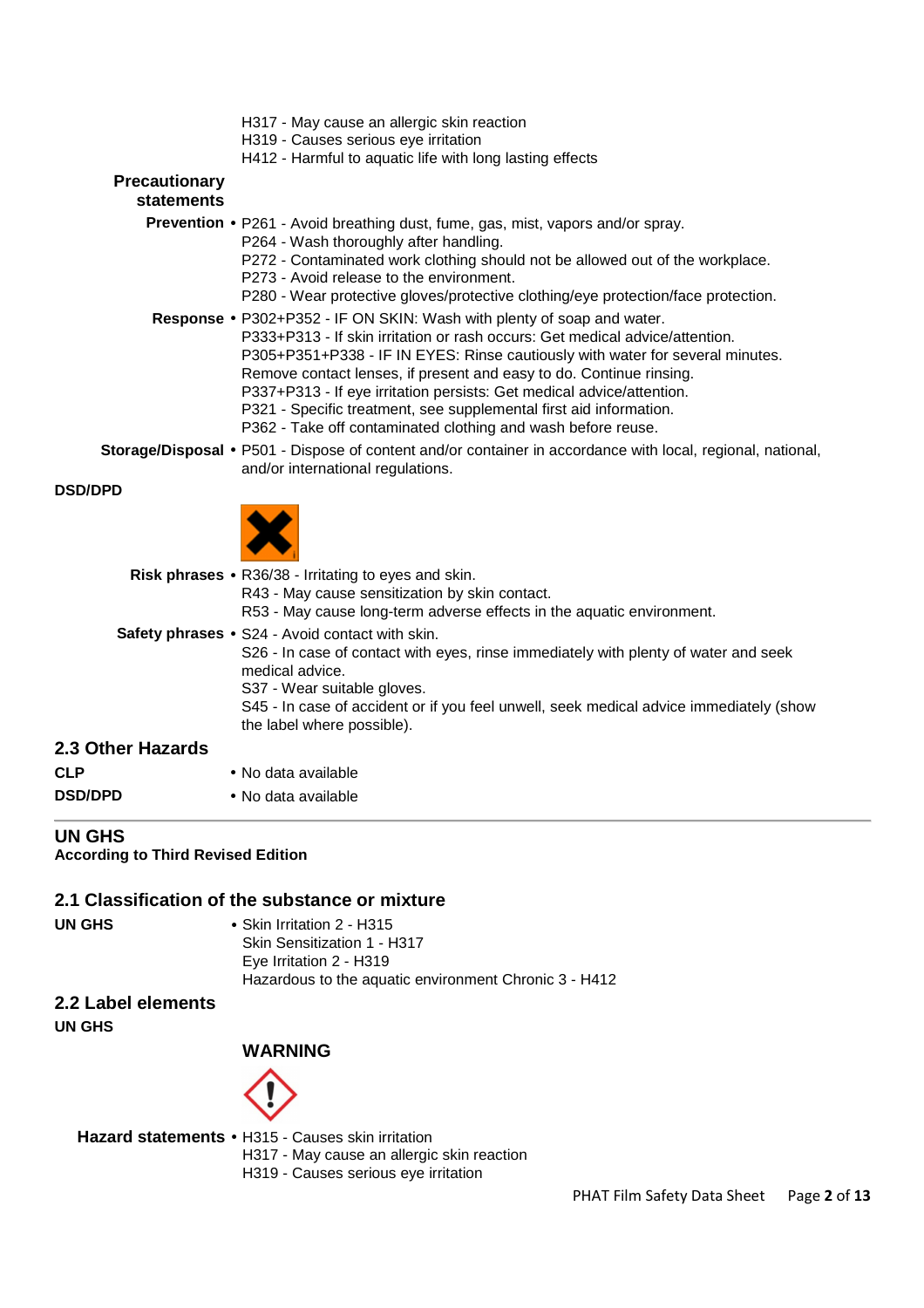H317 - May cause an allergic skin reaction
H319 - Causes serious eye irritation
H412 - Harmful to aquatic life with long lasting effects

**Precautionary statements**

**Prevention** • P261 - Avoid breathing dust, fume, gas, mist, vapors and/or spray.
P264 - Wash thoroughly after handling.
P272 - Contaminated work clothing should not be allowed out of the workplace.
P273 - Avoid release to the environment.
P280 - Wear protective gloves/protective clothing/eye protection/face protection.

**Response** • P302+P352 - IF ON SKIN: Wash with plenty of soap and water.
P333+P313 - If skin irritation or rash occurs: Get medical advice/attention.
P305+P351+P338 - IF IN EYES: Rinse cautiously with water for several minutes. Remove contact lenses, if present and easy to do. Continue rinsing.
P337+P313 - If eye irritation persists: Get medical advice/attention.
P321 - Specific treatment, see supplemental first aid information.
P362 - Take off contaminated clothing and wash before reuse.

**Storage/Disposal** • P501 - Dispose of content and/or container in accordance with local, regional, national, and/or international regulations.

**DSD/DPD**

**Risk phrases** • R36/38 - Irritating to eyes and skin.
R43 - May cause sensitization by skin contact.
R53 - May cause long-term adverse effects in the aquatic environment.

**Safety phrases** • S24 - Avoid contact with skin.
S26 - In case of contact with eyes, rinse immediately with plenty of water and seek medical advice.
S37 - Wear suitable gloves.
S45 - In case of accident or if you feel unwell, seek medical advice immediately (show the label where possible).

## 2.3 Other Hazards

**CLP** • No data available

**DSD/DPD** • No data available

---

## UN GHS

**According to Third Revised Edition**

## 2.1 Classification of the substance or mixture

**UN GHS** • Skin Irritation 2 - H315
Skin Sensitization 1 - H317
Eye Irritation 2 - H319
Hazardous to the aquatic environment Chronic 3 - H412

## 2.2 Label elements

**UN GHS**

**WARNING**

**Hazard statements** • H315 - Causes skin irritation
H317 - May cause an allergic skin reaction
H319 - Causes serious eye irritation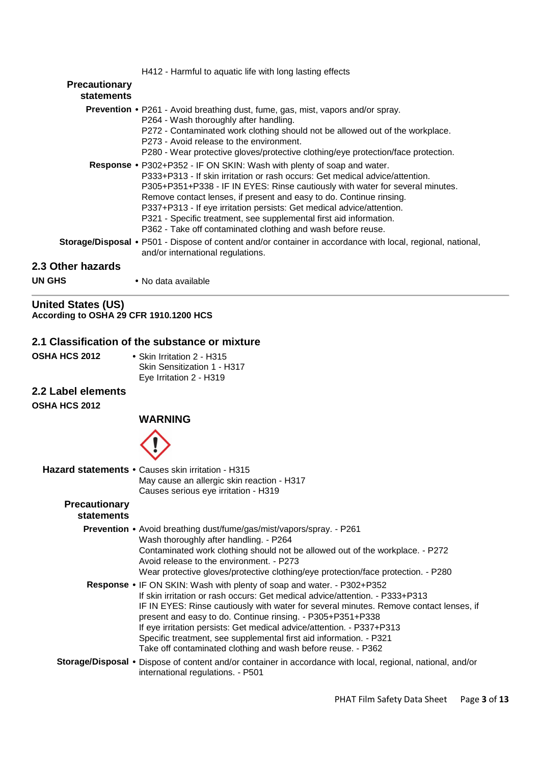H412 - Harmful to aquatic life with long lasting effects

**Precautionary statements**

**Prevention** • P261 - Avoid breathing dust, fume, gas, mist, vapors and/or spray.
P264 - Wash thoroughly after handling.
P272 - Contaminated work clothing should not be allowed out of the workplace.
P273 - Avoid release to the environment.
P280 - Wear protective gloves/protective clothing/eye protection/face protection.

**Response** • P302+P352 - IF ON SKIN: Wash with plenty of soap and water.
P333+P313 - If skin irritation or rash occurs: Get medical advice/attention.
P305+P351+P338 - IF IN EYES: Rinse cautiously with water for several minutes. Remove contact lenses, if present and easy to do. Continue rinsing.
P337+P313 - If eye irritation persists: Get medical advice/attention.
P321 - Specific treatment, see supplemental first aid information.
P362 - Take off contaminated clothing and wash before reuse.

**Storage/Disposal** • P501 - Dispose of content and/or container in accordance with local, regional, national, and/or international regulations.

## 2.3 Other hazards

**UN GHS** • No data available

---

## United States (US)

**According to OSHA 29 CFR 1910.1200 HCS**

## 2.1 Classification of the substance or mixture

**OSHA HCS 2012** • Skin Irritation 2 - H315
Skin Sensitization 1 - H317
Eye Irritation 2 - H319

## 2.2 Label elements

**OSHA HCS 2012**

**WARNING**

**Hazard statements** • Causes skin irritation - H315
May cause an allergic skin reaction - H317
Causes serious eye irritation - H319

**Precautionary statements**

**Prevention** • Avoid breathing dust/fume/gas/mist/vapors/spray. - P261
Wash thoroughly after handling. - P264
Contaminated work clothing should not be allowed out of the workplace. - P272
Avoid release to the environment. - P273
Wear protective gloves/protective clothing/eye protection/face protection. - P280

**Response** • IF ON SKIN: Wash with plenty of soap and water. - P302+P352
If skin irritation or rash occurs: Get medical advice/attention. - P333+P313
IF IN EYES: Rinse cautiously with water for several minutes. Remove contact lenses, if present and easy to do. Continue rinsing. - P305+P351+P338
If eye irritation persists: Get medical advice/attention. - P337+P313
Specific treatment, see supplemental first aid information. - P321
Take off contaminated clothing and wash before reuse. - P362

**Storage/Disposal** • Dispose of content and/or container in accordance with local, regional, national, and/or international regulations. - P501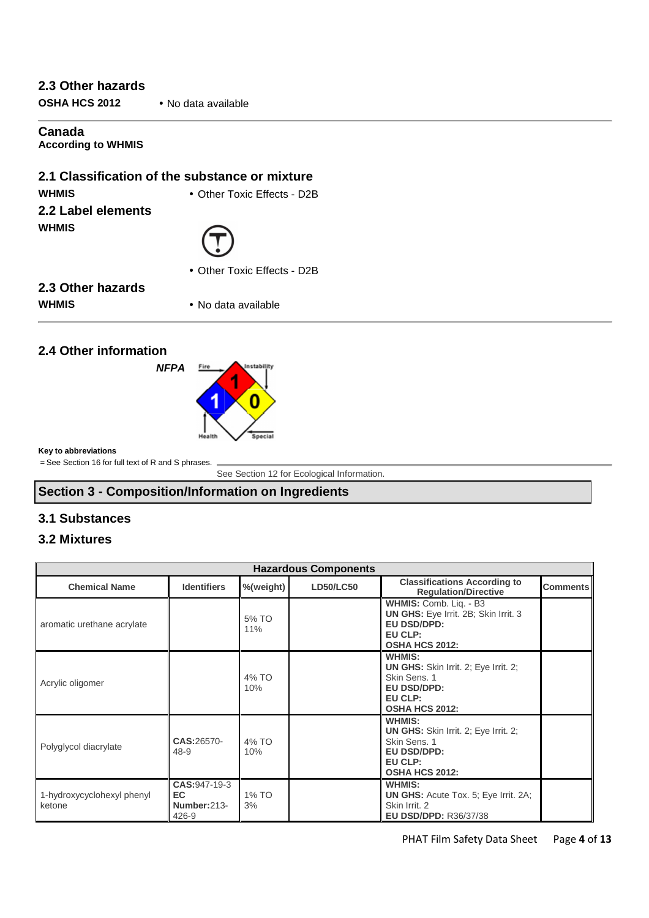## 2.3 Other hazards

**OSHA HCS 2012**
- No data available

## Canada

**According to WHMIS**

## 2.1 Classification of the substance or mixture

**WHMIS**
- Other Toxic Effects - D2B

## 2.2 Label elements

**WHMIS**
- Other Toxic Effects - D2B

## 2.3 Other hazards

**WHMIS**
- No data available

## 2.4 Other information

***NFPA***

Fire
Instability
1
1
0
Health
Special

**Key to abbreviations**

= See Section 16 for full text of R and S phrases.

See Section 12 for Ecological Information.

# Section 3 - Composition/Information on Ingredients

## 3.1 Substances

## 3.2 Mixtures

| Hazardous Components | | | | | |
|---|---|---|---|---|---|
| **Chemical Name** | **Identifiers** | **%(weight)** | **LD50/LC50** | **Classifications According to Regulation/Directive** | **Comments** |
| aromatic urethane acrylate | | 5% TO 11% | | **WHMIS:** Comb. Liq. - B3<br>**UN GHS:** Eye Irrit. 2B; Skin Irrit. 3<br>**EU DSD/DPD:**<br>**EU CLP:**<br>**OSHA HCS 2012:** | |
| Acrylic oligomer | | 4% TO 10% | | **WHMIS:**<br>**UN GHS:** Skin Irrit. 2; Eye Irrit. 2; Skin Sens. 1<br>**EU DSD/DPD:**<br>**EU CLP:**<br>**OSHA HCS 2012:** | |
| Polyglycol diacrylate | **CAS:**26570-48-9 | 4% TO 10% | | **WHMIS:**<br>**UN GHS:** Skin Irrit. 2; Eye Irrit. 2; Skin Sens. 1<br>**EU DSD/DPD:**<br>**EU CLP:**<br>**OSHA HCS 2012:** | |
| 1-hydroxycyclohexyl phenyl ketone | **CAS:**947-19-3<br>**EC Number:**213-426-9 | 1% TO 3% | | **WHMIS:**<br>**UN GHS:** Acute Tox. 5; Eye Irrit. 2A; Skin Irrit. 2<br>**EU DSD/DPD:** R36/37/38 | |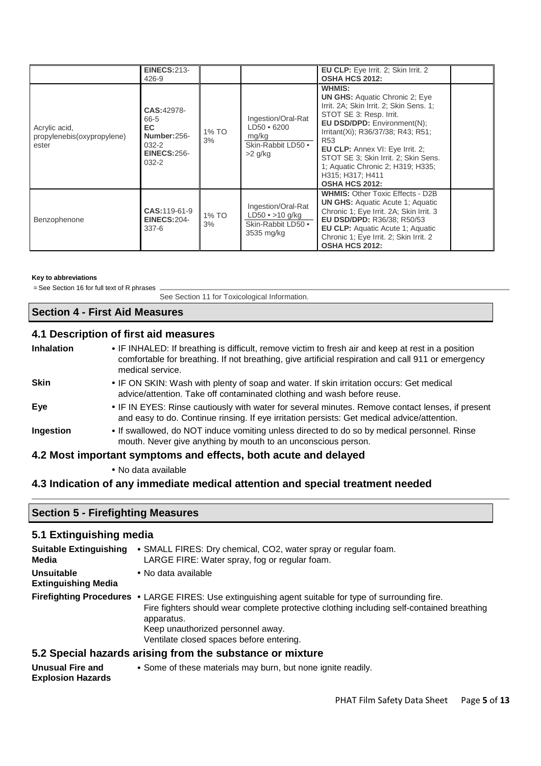| | | | | | |
|---|---|---|---|---|---|
| | **EINECS:**213-426-9 | | | **EU CLP:** Eye Irrit. 2; Skin Irrit. 2<br>**OSHA HCS 2012:** | |
| Acrylic acid, propylenebis(oxypropylene) ester | **CAS:**42978-66-5<br>**EC Number:**256-032-2<br>**EINECS:**256-032-2 | 1% TO 3% | Ingestion/Oral-Rat LD50 • 6200 mg/kg<br>Skin-Rabbit LD50 • >2 g/kg | **WHMIS:**<br>**UN GHS:** Aquatic Chronic 2; Eye Irrit. 2A; Skin Irrit. 2; Skin Sens. 1; STOT SE 3: Resp. Irrit.<br>**EU DSD/DPD:** Environment(N); Irritant(Xi); R36/37/38; R43; R51; R53<br>**EU CLP:** Annex VI: Eye Irrit. 2; STOT SE 3; Skin Irrit. 2; Skin Sens. 1; Aquatic Chronic 2; H319; H335; H315; H317; H411<br>**OSHA HCS 2012:** | |
| Benzophenone | **CAS:**119-61-9<br>**EINECS:**204-337-6 | 1% TO 3% | Ingestion/Oral-Rat LD50 • >10 g/kg<br>Skin-Rabbit LD50 • 3535 mg/kg | **WHMIS:** Other Toxic Effects - D2B<br>**UN GHS:** Aquatic Acute 1; Aquatic Chronic 1; Eye Irrit. 2A; Skin Irrit. 3<br>**EU DSD/DPD:** R36/38; R50/53<br>**EU CLP:** Aquatic Acute 1; Aquatic Chronic 1; Eye Irrit. 2; Skin Irrit. 2<br>**OSHA HCS 2012:** | |

**Key to abbreviations**

= See Section 16 for full text of R phrases

See Section 11 for Toxicological Information.

## Section 4 - First Aid Measures

### 4.1 Description of first aid measures

**Inhalation**
- IF INHALED: If breathing is difficult, remove victim to fresh air and keep at rest in a position comfortable for breathing. If not breathing, give artificial respiration and call 911 or emergency medical service.

**Skin**
- IF ON SKIN: Wash with plenty of soap and water. If skin irritation occurs: Get medical advice/attention. Take off contaminated clothing and wash before reuse.

**Eye**
- IF IN EYES: Rinse cautiously with water for several minutes. Remove contact lenses, if present and easy to do. Continue rinsing. If eye irritation persists: Get medical advice/attention.

**Ingestion**
- If swallowed, do NOT induce vomiting unless directed to do so by medical personnel. Rinse mouth. Never give anything by mouth to an unconscious person.

### 4.2 Most important symptoms and effects, both acute and delayed

- No data available

### 4.3 Indication of any immediate medical attention and special treatment needed

## Section 5 - Firefighting Measures

### 5.1 Extinguishing media

**Suitable Extinguishing Media**
- SMALL FIRES: Dry chemical, CO2, water spray or regular foam.
  LARGE FIRE: Water spray, fog or regular foam.

**Unsuitable Extinguishing Media**
- No data available

**Firefighting Procedures**
- LARGE FIRES: Use extinguishing agent suitable for type of surrounding fire.
  Fire fighters should wear complete protective clothing including self-contained breathing apparatus.
  Keep unauthorized personnel away.
  Ventilate closed spaces before entering.

### 5.2 Special hazards arising from the substance or mixture

**Unusual Fire and Explosion Hazards**
- Some of these materials may burn, but none ignite readily.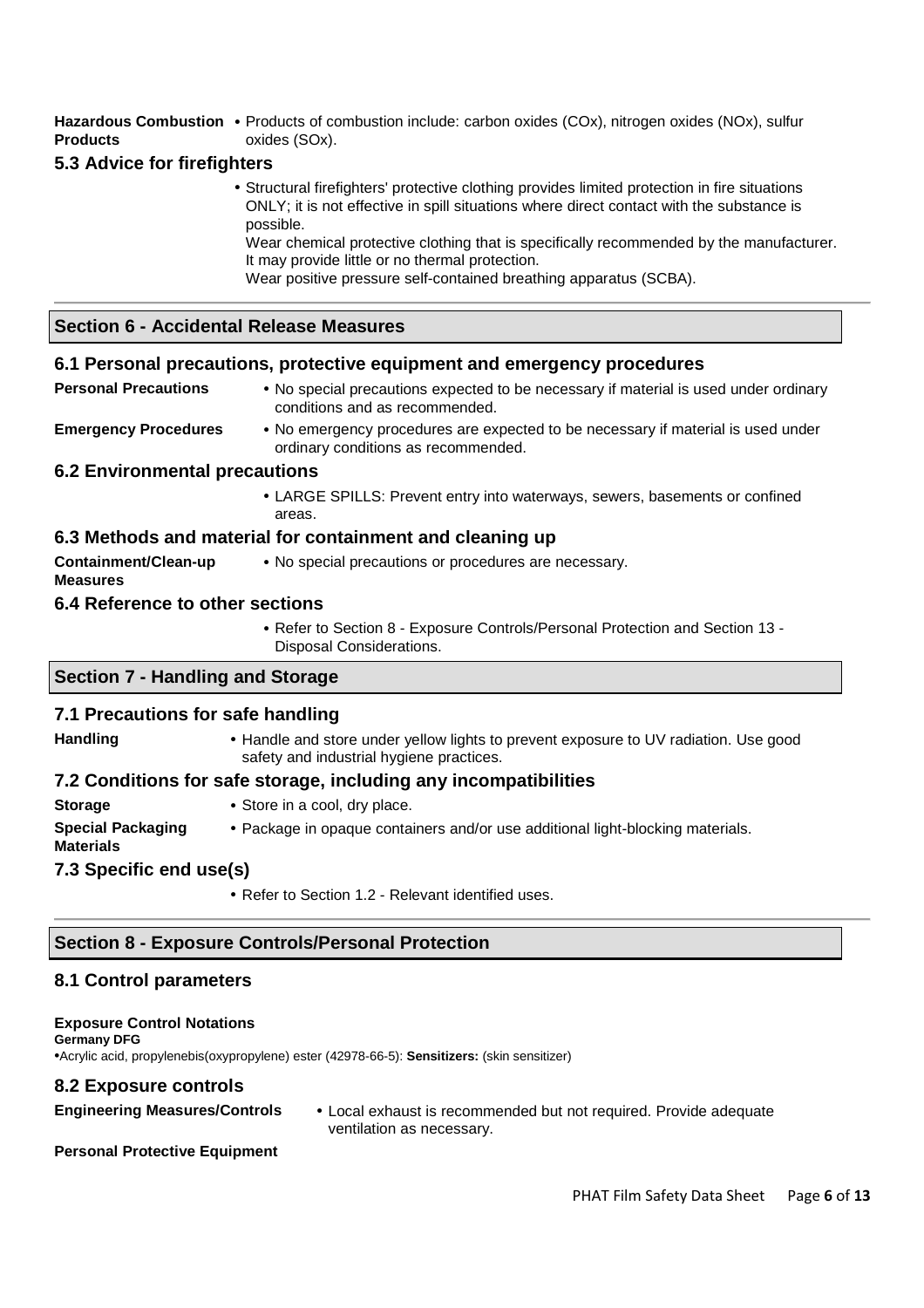**Hazardous Combustion Products**
- Products of combustion include: carbon oxides (COx), nitrogen oxides (NOx), sulfur oxides (SOx).

### 5.3 Advice for firefighters

- Structural firefighters' protective clothing provides limited protection in fire situations ONLY; it is not effective in spill situations where direct contact with the substance is possible.
  Wear chemical protective clothing that is specifically recommended by the manufacturer. It may provide little or no thermal protection.
  Wear positive pressure self-contained breathing apparatus (SCBA).

## Section 6 - Accidental Release Measures

### 6.1 Personal precautions, protective equipment and emergency procedures

**Personal Precautions**
- No special precautions expected to be necessary if material is used under ordinary conditions and as recommended.

**Emergency Procedures**
- No emergency procedures are expected to be necessary if material is used under ordinary conditions as recommended.

### 6.2 Environmental precautions

- LARGE SPILLS: Prevent entry into waterways, sewers, basements or confined areas.

### 6.3 Methods and material for containment and cleaning up

**Containment/Clean-up Measures**
- No special precautions or procedures are necessary.

### 6.4 Reference to other sections

- Refer to Section 8 - Exposure Controls/Personal Protection and Section 13 - Disposal Considerations.

## Section 7 - Handling and Storage

### 7.1 Precautions for safe handling

**Handling**
- Handle and store under yellow lights to prevent exposure to UV radiation. Use good safety and industrial hygiene practices.

### 7.2 Conditions for safe storage, including any incompatibilities

**Storage**
- Store in a cool, dry place.

**Special Packaging Materials**
- Package in opaque containers and/or use additional light-blocking materials.

### 7.3 Specific end use(s)

- Refer to Section 1.2 - Relevant identified uses.

## Section 8 - Exposure Controls/Personal Protection

### 8.1 Control parameters

**Exposure Control Notations**

**Germany DFG**

- Acrylic acid, propylenebis(oxypropylene) ester (42978-66-5): **Sensitizers:** (skin sensitizer)

### 8.2 Exposure controls

**Engineering Measures/Controls**
- Local exhaust is recommended but not required. Provide adequate ventilation as necessary.

**Personal Protective Equipment**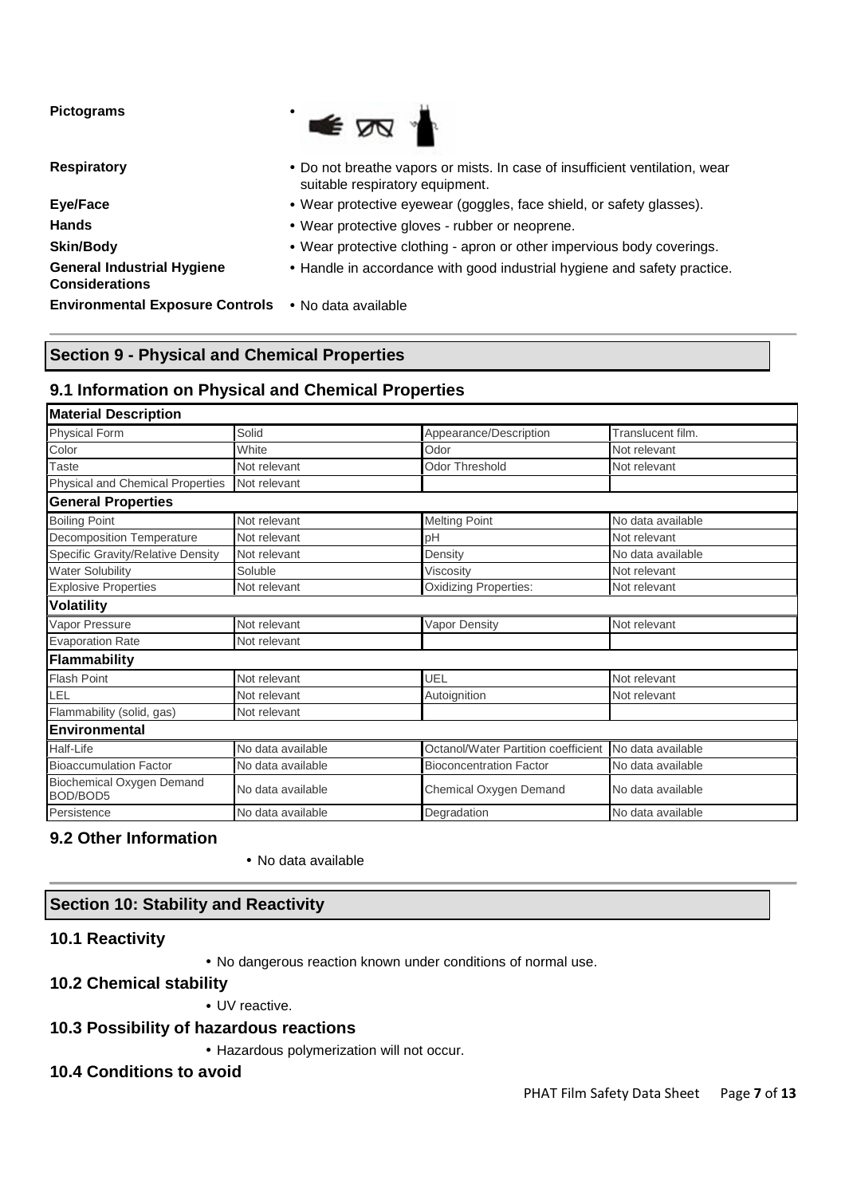**Pictograms** •

**Respiratory** • Do not breathe vapors or mists. In case of insufficient ventilation, wear suitable respiratory equipment.

**Eye/Face** • Wear protective eyewear (goggles, face shield, or safety glasses).

**Hands** • Wear protective gloves - rubber or neoprene.

**Skin/Body** • Wear protective clothing - apron or other impervious body coverings.

**General Industrial Hygiene Considerations** • Handle in accordance with good industrial hygiene and safety practice.

**Environmental Exposure Controls** • No data available

## Section 9 - Physical and Chemical Properties

### 9.1 Information on Physical and Chemical Properties

| | | | |
|---|---|---|---|
| **Material Description** | | | |
| Physical Form | Solid | Appearance/Description | Translucent film. |
| Color | White | Odor | Not relevant |
| Taste | Not relevant | Odor Threshold | Not relevant |
| Physical and Chemical Properties | Not relevant | | |
| **General Properties** | | | |
| Boiling Point | Not relevant | Melting Point | No data available |
| Decomposition Temperature | Not relevant | pH | Not relevant |
| Specific Gravity/Relative Density | Not relevant | Density | No data available |
| Water Solubility | Soluble | Viscosity | Not relevant |
| Explosive Properties | Not relevant | Oxidizing Properties: | Not relevant |
| **Volatility** | | | |
| Vapor Pressure | Not relevant | Vapor Density | Not relevant |
| Evaporation Rate | Not relevant | | |
| **Flammability** | | | |
| Flash Point | Not relevant | UEL | Not relevant |
| LEL | Not relevant | Autoignition | Not relevant |
| Flammability (solid, gas) | Not relevant | | |
| **Environmental** | | | |
| Half-Life | No data available | Octanol/Water Partition coefficient | No data available |
| Bioaccumulation Factor | No data available | Bioconcentration Factor | No data available |
| Biochemical Oxygen Demand BOD/BOD5 | No data available | Chemical Oxygen Demand | No data available |
| Persistence | No data available | Degradation | No data available |

### 9.2 Other Information

- No data available

## Section 10: Stability and Reactivity

### 10.1 Reactivity

- No dangerous reaction known under conditions of normal use.

### 10.2 Chemical stability

- UV reactive.

### 10.3 Possibility of hazardous reactions

- Hazardous polymerization will not occur.

### 10.4 Conditions to avoid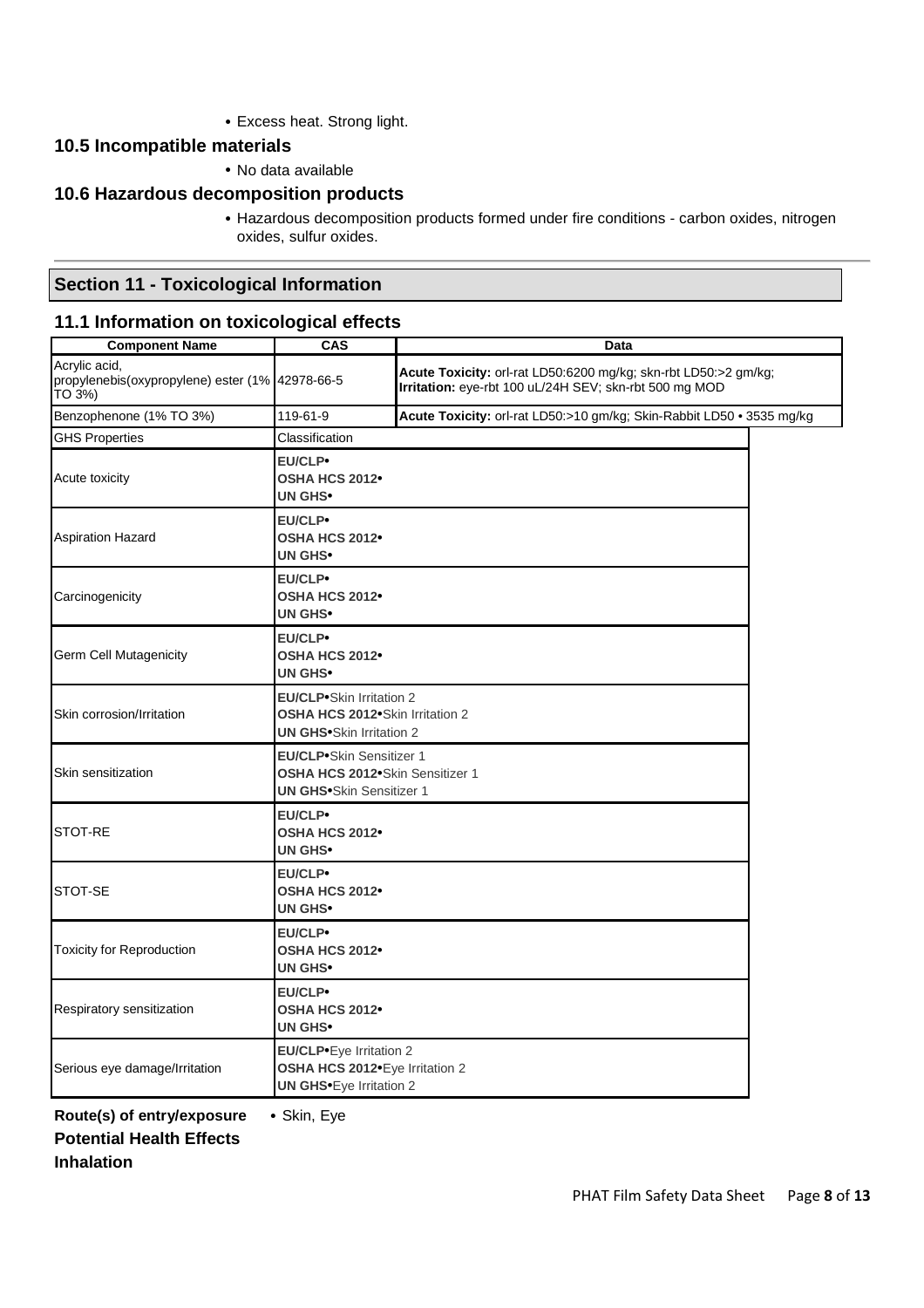- Excess heat. Strong light.

### 10.5 Incompatible materials

- No data available

### 10.6 Hazardous decomposition products

- Hazardous decomposition products formed under fire conditions - carbon oxides, nitrogen oxides, sulfur oxides.

## Section 11 - Toxicological Information

### 11.1 Information on toxicological effects

| Component Name | CAS | Data |
|---|---|---|
| Acrylic acid, propylenebis(oxypropylene) ester (1% TO 3%) | 42978-66-5 | **Acute Toxicity:** orl-rat LD50:6200 mg/kg; skn-rbt LD50:>2 gm/kg; **Irritation:** eye-rbt 100 uL/24H SEV; skn-rbt 500 mg MOD |
| Benzophenone (1% TO 3%) | 119-61-9 | **Acute Toxicity:** orl-rat LD50:>10 gm/kg; Skin-Rabbit LD50 • 3535 mg/kg |

| GHS Properties | Classification |
|---|---|
| Acute toxicity | **EU/CLP•** <br> **OSHA HCS 2012•** <br> **UN GHS•** |
| Aspiration Hazard | **EU/CLP•** <br> **OSHA HCS 2012•** <br> **UN GHS•** |
| Carcinogenicity | **EU/CLP•** <br> **OSHA HCS 2012•** <br> **UN GHS•** |
| Germ Cell Mutagenicity | **EU/CLP•** <br> **OSHA HCS 2012•** <br> **UN GHS•** |
| Skin corrosion/Irritation | **EU/CLP•**Skin Irritation 2 <br> **OSHA HCS 2012•**Skin Irritation 2 <br> **UN GHS•**Skin Irritation 2 |
| Skin sensitization | **EU/CLP•**Skin Sensitizer 1 <br> **OSHA HCS 2012•**Skin Sensitizer 1 <br> **UN GHS•**Skin Sensitizer 1 |
| STOT-RE | **EU/CLP•** <br> **OSHA HCS 2012•** <br> **UN GHS•** |
| STOT-SE | **EU/CLP•** <br> **OSHA HCS 2012•** <br> **UN GHS•** |
| Toxicity for Reproduction | **EU/CLP•** <br> **OSHA HCS 2012•** <br> **UN GHS•** |
| Respiratory sensitization | **EU/CLP•** <br> **OSHA HCS 2012•** <br> **UN GHS•** |
| Serious eye damage/Irritation | **EU/CLP•**Eye Irritation 2 <br> **OSHA HCS 2012•**Eye Irritation 2 <br> **UN GHS•**Eye Irritation 2 |

**Route(s) of entry/exposure** • Skin, Eye

**Potential Health Effects**

**Inhalation**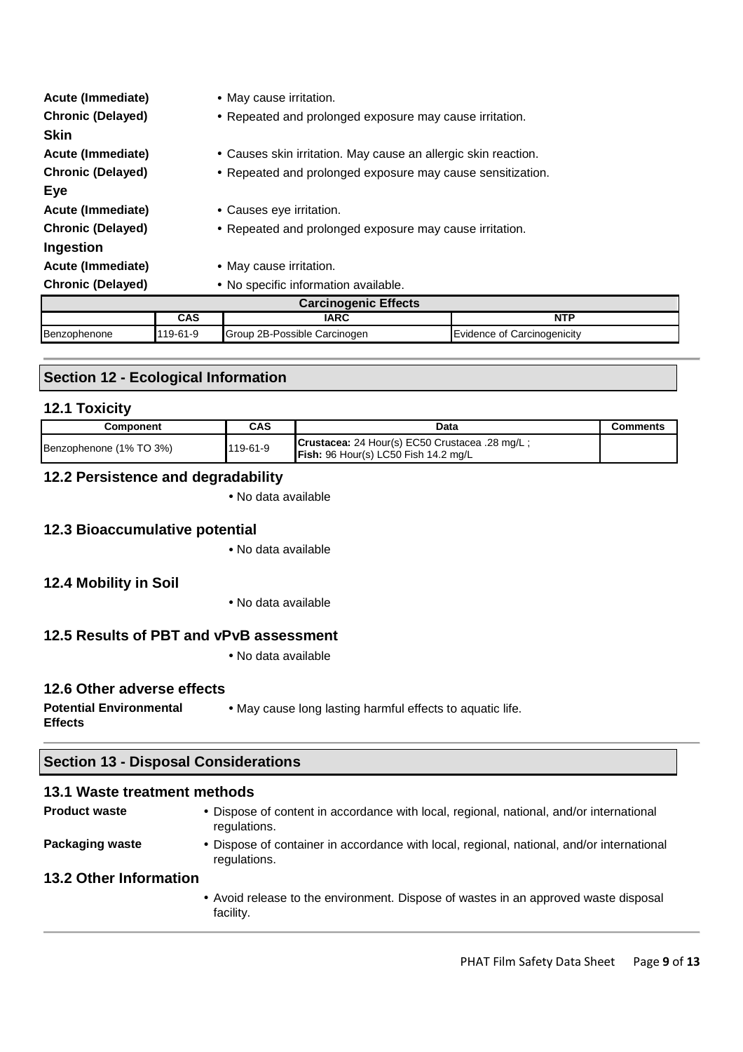**Acute (Immediate)** • May cause irritation.

**Chronic (Delayed)** • Repeated and prolonged exposure may cause irritation.

**Skin**

**Acute (Immediate)** • Causes skin irritation. May cause an allergic skin reaction.

**Chronic (Delayed)** • Repeated and prolonged exposure may cause sensitization.

**Eye**

**Acute (Immediate)** • Causes eye irritation.

**Chronic (Delayed)** • Repeated and prolonged exposure may cause irritation.

**Ingestion**

**Acute (Immediate)** • May cause irritation.

**Chronic (Delayed)** • No specific information available.

| Carcinogenic Effects | | | |
|---|---|---|---|
| | **CAS** | **IARC** | **NTP** |
| Benzophenone | 119-61-9 | Group 2B-Possible Carcinogen | Evidence of Carcinogenicity |

## Section 12 - Ecological Information

### 12.1 Toxicity

| Component | CAS | Data | Comments |
|---|---|---|---|
| Benzophenone (1% TO 3%) | 119-61-9 | **Crustacea:** 24 Hour(s) EC50 Crustacea .28 mg/L ; **Fish:** 96 Hour(s) LC50 Fish 14.2 mg/L | |

### 12.2 Persistence and degradability

• No data available

### 12.3 Bioaccumulative potential

• No data available

### 12.4 Mobility in Soil

• No data available

### 12.5 Results of PBT and vPvB assessment

• No data available

### 12.6 Other adverse effects

**Potential Environmental Effects** • May cause long lasting harmful effects to aquatic life.

## Section 13 - Disposal Considerations

### 13.1 Waste treatment methods

**Product waste** • Dispose of content in accordance with local, regional, national, and/or international regulations.

**Packaging waste** • Dispose of container in accordance with local, regional, national, and/or international regulations.

### 13.2 Other Information

• Avoid release to the environment. Dispose of wastes in an approved waste disposal facility.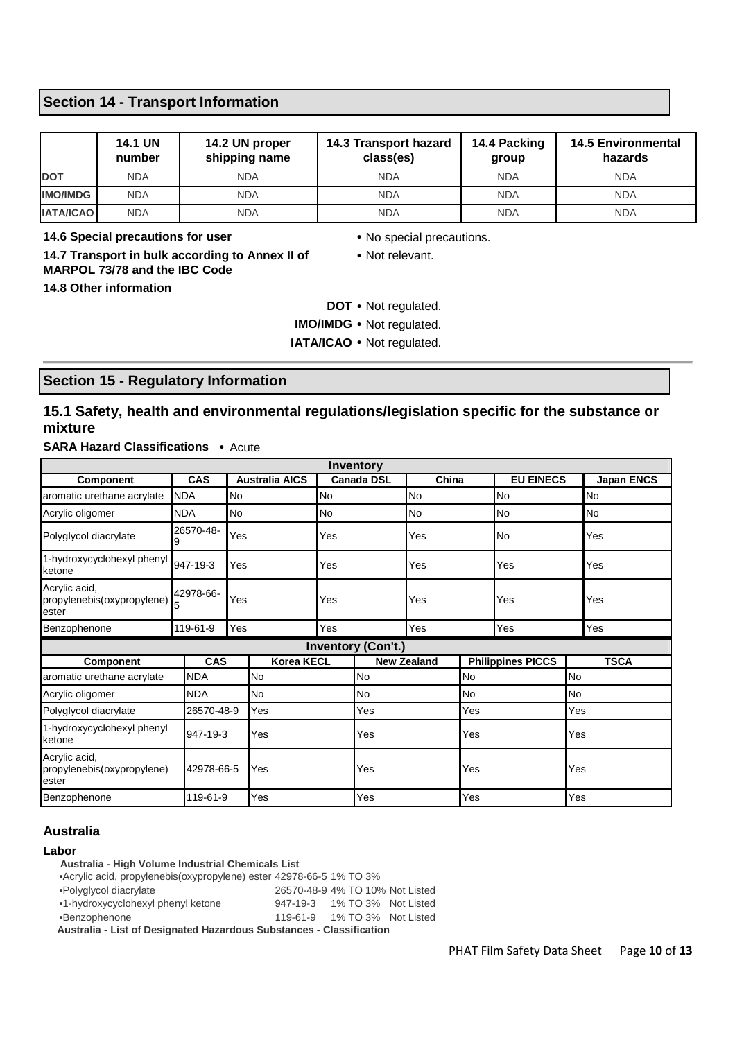## Section 14 - Transport Information

| | 14.1 UN number | 14.2 UN proper shipping name | 14.3 Transport hazard class(es) | 14.4 Packing group | 14.5 Environmental hazards |
|---|---|---|---|---|---|
| **DOT** | NDA | NDA | NDA | NDA | NDA |
| **IMO/IMDG** | NDA | NDA | NDA | NDA | NDA |
| **IATA/ICAO** | NDA | NDA | NDA | NDA | NDA |

**14.6 Special precautions for user** • No special precautions.

**14.7 Transport in bulk according to Annex II of MARPOL 73/78 and the IBC Code** • Not relevant.

**14.8 Other information**

**DOT** • Not regulated.
**IMO/IMDG** • Not regulated.
**IATA/ICAO** • Not regulated.

## Section 15 - Regulatory Information

### 15.1 Safety, health and environmental regulations/legislation specific for the substance or mixture

**SARA Hazard Classifications** • Acute

| Inventory | | | | | | |
|---|---|---|---|---|---|---|
| **Component** | **CAS** | **Australia AICS** | **Canada DSL** | **China** | **EU EINECS** | **Japan ENCS** |
| aromatic urethane acrylate | NDA | No | No | No | No | No |
| Acrylic oligomer | NDA | No | No | No | No | No |
| Polyglycol diacrylate | 26570-48-9 | Yes | Yes | Yes | No | Yes |
| 1-hydroxycyclohexyl phenyl ketone | 947-19-3 | Yes | Yes | Yes | Yes | Yes |
| Acrylic acid, propylenebis(oxypropylene) ester | 42978-66-5 | Yes | Yes | Yes | Yes | Yes |
| Benzophenone | 119-61-9 | Yes | Yes | Yes | Yes | Yes |

| Inventory (Con't.) | | | | | |
|---|---|---|---|---|---|
| **Component** | **CAS** | **Korea KECL** | **New Zealand** | **Philippines PICCS** | **TSCA** |
| aromatic urethane acrylate | NDA | No | No | No | No |
| Acrylic oligomer | NDA | No | No | No | No |
| Polyglycol diacrylate | 26570-48-9 | Yes | Yes | Yes | Yes |
| 1-hydroxycyclohexyl phenyl ketone | 947-19-3 | Yes | Yes | Yes | Yes |
| Acrylic acid, propylenebis(oxypropylene) ester | 42978-66-5 | Yes | Yes | Yes | Yes |
| Benzophenone | 119-61-9 | Yes | Yes | Yes | Yes |

### Australia

#### Labor

**Australia - High Volume Industrial Chemicals List**

| | | | |
|---|---|---|---|
| •Acrylic acid, propylenebis(oxypropylene) ester | 42978-66-5 | 1% TO 3% | |
| •Polyglycol diacrylate | 26570-48-9 | 4% TO 10% | Not Listed |
| •1-hydroxycyclohexyl phenyl ketone | 947-19-3 | 1% TO 3% | Not Listed |
| •Benzophenone | 119-61-9 | 1% TO 3% | Not Listed |

**Australia - List of Designated Hazardous Substances - Classification**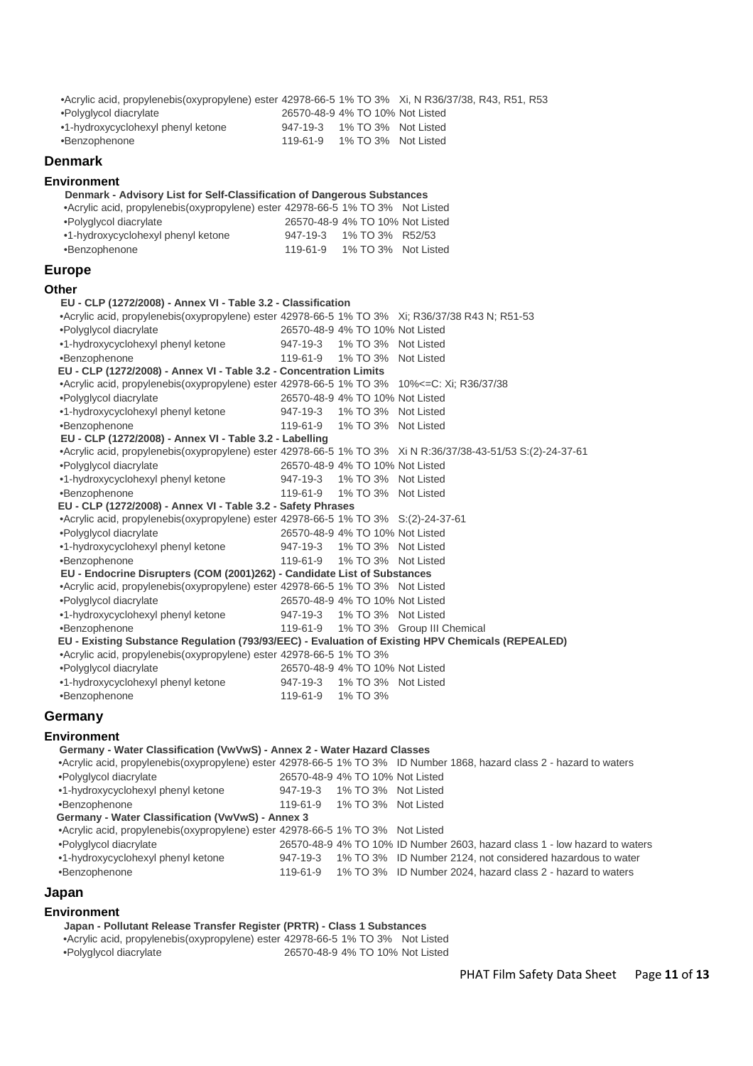| | | | |
|---|---|---|---|
| •Acrylic acid, propylenebis(oxypropylene) ester | 42978-66-5 | 1% TO 3% | Xi, N R36/37/38, R43, R51, R53 |
| •Polyglycol diacrylate | 26570-48-9 | 4% TO 10% | Not Listed |
| •1-hydroxycyclohexyl phenyl ketone | 947-19-3 | 1% TO 3% | Not Listed |
| •Benzophenone | 119-61-9 | 1% TO 3% | Not Listed |

## Denmark

### Environment

**Denmark - Advisory List for Self-Classification of Dangerous Substances**

| | | | |
|---|---|---|---|
| •Acrylic acid, propylenebis(oxypropylene) ester | 42978-66-5 | 1% TO 3% | Not Listed |
| •Polyglycol diacrylate | 26570-48-9 | 4% TO 10% | Not Listed |
| •1-hydroxycyclohexyl phenyl ketone | 947-19-3 | 1% TO 3% | R52/53 |
| •Benzophenone | 119-61-9 | 1% TO 3% | Not Listed |

## Europe

### Other

**EU - CLP (1272/2008) - Annex VI - Table 3.2 - Classification**

| | | | |
|---|---|---|---|
| •Acrylic acid, propylenebis(oxypropylene) ester | 42978-66-5 | 1% TO 3% | Xi; R36/37/38 R43 N; R51-53 |
| •Polyglycol diacrylate | 26570-48-9 | 4% TO 10% | Not Listed |
| •1-hydroxycyclohexyl phenyl ketone | 947-19-3 | 1% TO 3% | Not Listed |
| •Benzophenone | 119-61-9 | 1% TO 3% | Not Listed |

**EU - CLP (1272/2008) - Annex VI - Table 3.2 - Concentration Limits**

| | | | |
|---|---|---|---|
| •Acrylic acid, propylenebis(oxypropylene) ester | 42978-66-5 | 1% TO 3% | 10%<=C: Xi; R36/37/38 |
| •Polyglycol diacrylate | 26570-48-9 | 4% TO 10% | Not Listed |
| •1-hydroxycyclohexyl phenyl ketone | 947-19-3 | 1% TO 3% | Not Listed |
| •Benzophenone | 119-61-9 | 1% TO 3% | Not Listed |

**EU - CLP (1272/2008) - Annex VI - Table 3.2 - Labelling**

| | | | |
|---|---|---|---|
| •Acrylic acid, propylenebis(oxypropylene) ester | 42978-66-5 | 1% TO 3% | Xi N R:36/37/38-43-51/53 S:(2)-24-37-61 |
| •Polyglycol diacrylate | 26570-48-9 | 4% TO 10% | Not Listed |
| •1-hydroxycyclohexyl phenyl ketone | 947-19-3 | 1% TO 3% | Not Listed |
| •Benzophenone | 119-61-9 | 1% TO 3% | Not Listed |

**EU - CLP (1272/2008) - Annex VI - Table 3.2 - Safety Phrases**

| | | | |
|---|---|---|---|
| •Acrylic acid, propylenebis(oxypropylene) ester | 42978-66-5 | 1% TO 3% | S:(2)-24-37-61 |
| •Polyglycol diacrylate | 26570-48-9 | 4% TO 10% | Not Listed |
| •1-hydroxycyclohexyl phenyl ketone | 947-19-3 | 1% TO 3% | Not Listed |
| •Benzophenone | 119-61-9 | 1% TO 3% | Not Listed |

**EU - Endocrine Disrupters (COM (2001)262) - Candidate List of Substances**

| | | | |
|---|---|---|---|
| •Acrylic acid, propylenebis(oxypropylene) ester | 42978-66-5 | 1% TO 3% | Not Listed |
| •Polyglycol diacrylate | 26570-48-9 | 4% TO 10% | Not Listed |
| •1-hydroxycyclohexyl phenyl ketone | 947-19-3 | 1% TO 3% | Not Listed |
| •Benzophenone | 119-61-9 | 1% TO 3% | Group III Chemical |

**EU - Existing Substance Regulation (793/93/EEC) - Evaluation of Existing HPV Chemicals (REPEALED)**

| | | | |
|---|---|---|---|
| •Acrylic acid, propylenebis(oxypropylene) ester | 42978-66-5 | 1% TO 3% | |
| •Polyglycol diacrylate | 26570-48-9 | 4% TO 10% | Not Listed |
| •1-hydroxycyclohexyl phenyl ketone | 947-19-3 | 1% TO 3% | Not Listed |
| •Benzophenone | 119-61-9 | 1% TO 3% | |

## Germany

### Environment

**Germany - Water Classification (VwVwS) - Annex 2 - Water Hazard Classes**

| | | | |
|---|---|---|---|
| •Acrylic acid, propylenebis(oxypropylene) ester | 42978-66-5 | 1% TO 3% | ID Number 1868, hazard class 2 - hazard to waters |
| •Polyglycol diacrylate | 26570-48-9 | 4% TO 10% | Not Listed |
| •1-hydroxycyclohexyl phenyl ketone | 947-19-3 | 1% TO 3% | Not Listed |
| •Benzophenone | 119-61-9 | 1% TO 3% | Not Listed |

**Germany - Water Classification (VwVwS) - Annex 3**

| | | | |
|---|---|---|---|
| •Acrylic acid, propylenebis(oxypropylene) ester | 42978-66-5 | 1% TO 3% | Not Listed |
| •Polyglycol diacrylate | 26570-48-9 | 4% TO 10% | ID Number 2603, hazard class 1 - low hazard to waters |
| •1-hydroxycyclohexyl phenyl ketone | 947-19-3 | 1% TO 3% | ID Number 2124, not considered hazardous to water |
| •Benzophenone | 119-61-9 | 1% TO 3% | ID Number 2024, hazard class 2 - hazard to waters |

## Japan

### Environment

**Japan - Pollutant Release Transfer Register (PRTR) - Class 1 Substances**

| | | | |
|---|---|---|---|
| •Acrylic acid, propylenebis(oxypropylene) ester | 42978-66-5 | 1% TO 3% | Not Listed |
| •Polyglycol diacrylate | 26570-48-9 | 4% TO 10% | Not Listed |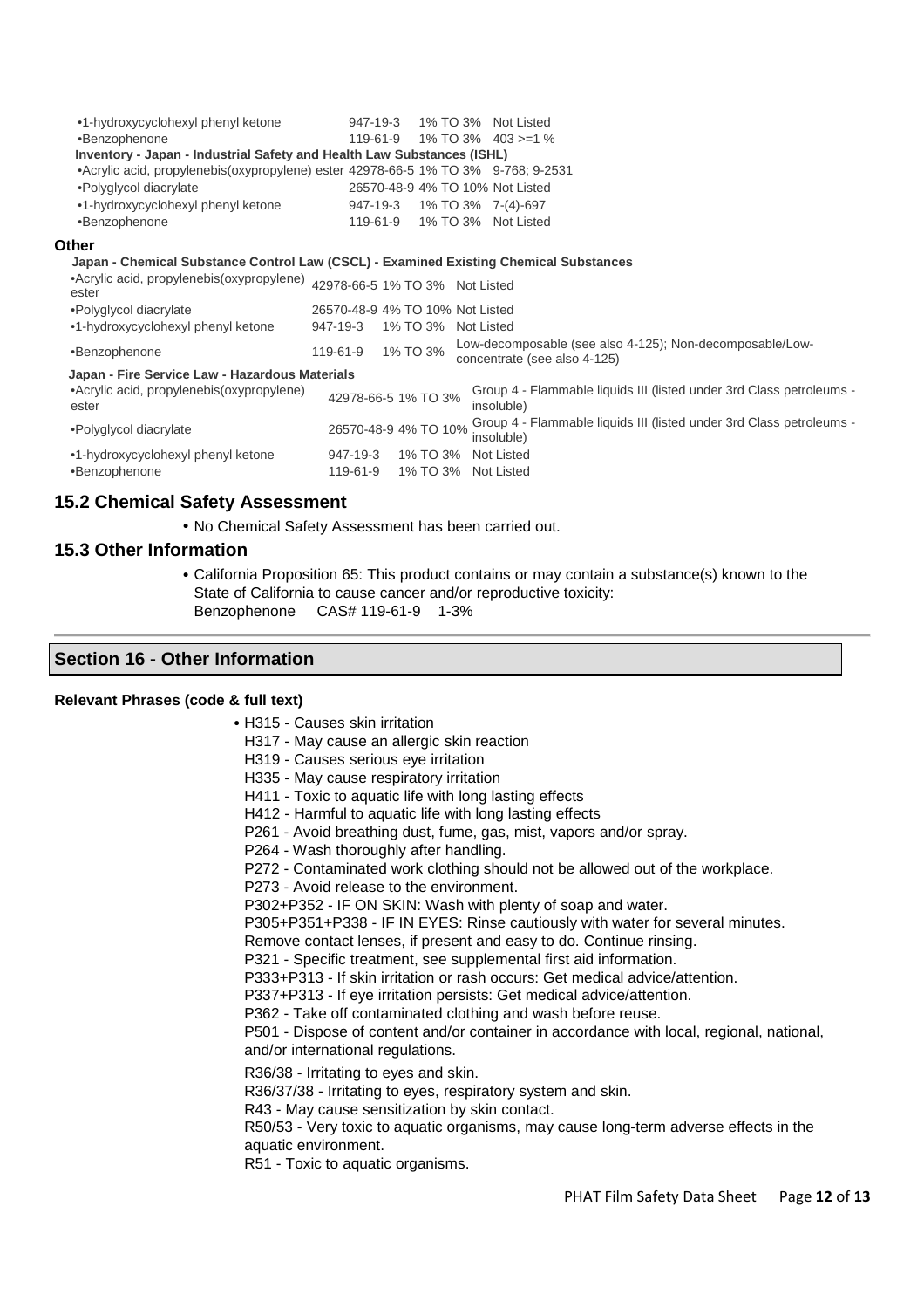| | | | |
|---|---|---|---|
| •1-hydroxycyclohexyl phenyl ketone | 947-19-3 | 1% TO 3% | Not Listed |
| •Benzophenone | 119-61-9 | 1% TO 3% | 403 >=1 % |

**Inventory - Japan - Industrial Safety and Health Law Substances (ISHL)**

| | | | |
|---|---|---|---|
| •Acrylic acid, propylenebis(oxypropylene) ester | 42978-66-5 | 1% TO 3% | 9-768; 9-2531 |
| •Polyglycol diacrylate | 26570-48-9 | 4% TO 10% | Not Listed |
| •1-hydroxycyclohexyl phenyl ketone | 947-19-3 | 1% TO 3% | 7-(4)-697 |
| •Benzophenone | 119-61-9 | 1% TO 3% | Not Listed |

**Other**

**Japan - Chemical Substance Control Law (CSCL) - Examined Existing Chemical Substances**

| | | | |
|---|---|---|---|
| •Acrylic acid, propylenebis(oxypropylene) ester | 42978-66-5 | 1% TO 3% | Not Listed |
| •Polyglycol diacrylate | 26570-48-9 | 4% TO 10% | Not Listed |
| •1-hydroxycyclohexyl phenyl ketone | 947-19-3 | 1% TO 3% | Not Listed |
| •Benzophenone | 119-61-9 | 1% TO 3% | Low-decomposable (see also 4-125); Non-decomposable/Low-concentrate (see also 4-125) |

**Japan - Fire Service Law - Hazardous Materials**

| | | | |
|---|---|---|---|
| •Acrylic acid, propylenebis(oxypropylene) ester | 42978-66-5 | 1% TO 3% | Group 4 - Flammable liquids III (listed under 3rd Class petroleums - insoluble) |
| •Polyglycol diacrylate | 26570-48-9 | 4% TO 10% | Group 4 - Flammable liquids III (listed under 3rd Class petroleums - insoluble) |
| •1-hydroxycyclohexyl phenyl ketone | 947-19-3 | 1% TO 3% | Not Listed |
| •Benzophenone | 119-61-9 | 1% TO 3% | Not Listed |

## 15.2 Chemical Safety Assessment

- No Chemical Safety Assessment has been carried out.

## 15.3 Other Information

- California Proposition 65: This product contains or may contain a substance(s) known to the State of California to cause cancer and/or reproductive toxicity:
  Benzophenone CAS# 119-61-9 1-3%

## Section 16 - Other Information

**Relevant Phrases (code & full text)**

- H315 - Causes skin irritation
  H317 - May cause an allergic skin reaction
  H319 - Causes serious eye irritation
  H335 - May cause respiratory irritation
  H411 - Toxic to aquatic life with long lasting effects
  H412 - Harmful to aquatic life with long lasting effects
  P261 - Avoid breathing dust, fume, gas, mist, vapors and/or spray.
  P264 - Wash thoroughly after handling.
  P272 - Contaminated work clothing should not be allowed out of the workplace.
  P273 - Avoid release to the environment.
  P302+P352 - IF ON SKIN: Wash with plenty of soap and water.
  P305+P351+P338 - IF IN EYES: Rinse cautiously with water for several minutes. Remove contact lenses, if present and easy to do. Continue rinsing.
  P321 - Specific treatment, see supplemental first aid information.
  P333+P313 - If skin irritation or rash occurs: Get medical advice/attention.
  P337+P313 - If eye irritation persists: Get medical advice/attention.
  P362 - Take off contaminated clothing and wash before reuse.
  P501 - Dispose of content and/or container in accordance with local, regional, national, and/or international regulations.
  R36/38 - Irritating to eyes and skin.
  R36/37/38 - Irritating to eyes, respiratory system and skin.
  R43 - May cause sensitization by skin contact.
  R50/53 - Very toxic to aquatic organisms, may cause long-term adverse effects in the aquatic environment.
  R51 - Toxic to aquatic organisms.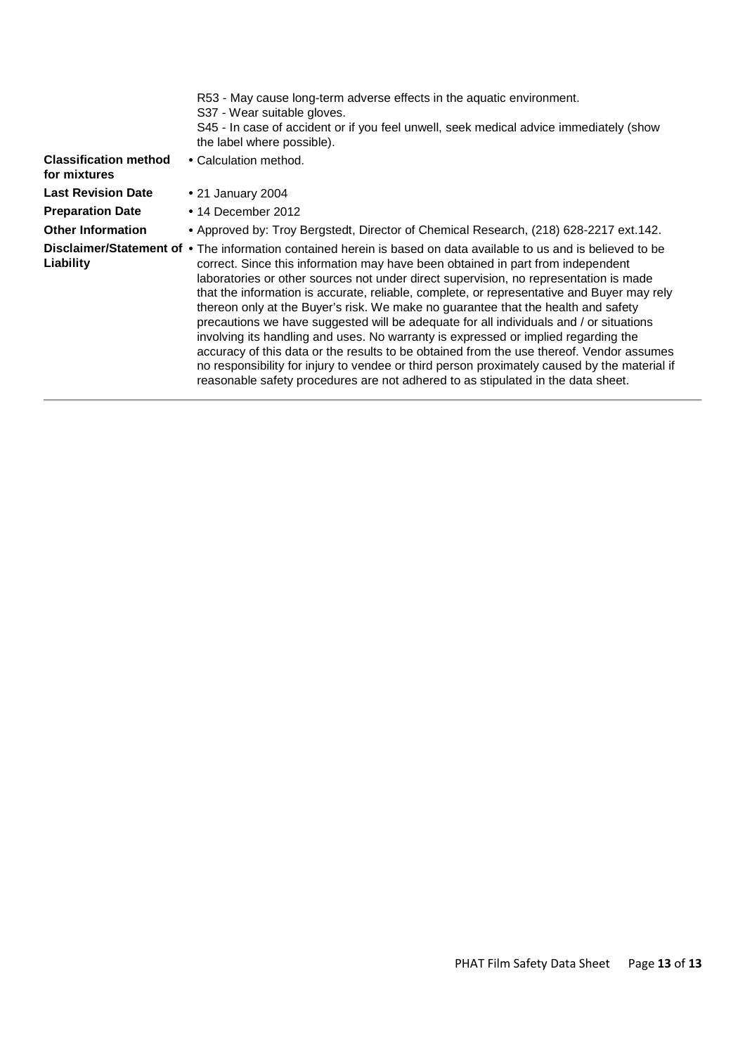| | |
|---|---|
| | R53 - May cause long-term adverse effects in the aquatic environment.<br>S37 - Wear suitable gloves.<br>S45 - In case of accident or if you feel unwell, seek medical advice immediately (show the label where possible). |
| **Classification method for mixtures** | • Calculation method. |
| **Last Revision Date** | • 21 January 2004 |
| **Preparation Date** | • 14 December 2012 |
| **Other Information** | • Approved by: Troy Bergstedt, Director of Chemical Research, (218) 628-2217 ext.142. |
| **Disclaimer/Statement of Liability** | • The information contained herein is based on data available to us and is believed to be correct. Since this information may have been obtained in part from independent laboratories or other sources not under direct supervision, no representation is made that the information is accurate, reliable, complete, or representative and Buyer may rely thereon only at the Buyer's risk. We make no guarantee that the health and safety precautions we have suggested will be adequate for all individuals and / or situations involving its handling and uses. No warranty is expressed or implied regarding the accuracy of this data or the results to be obtained from the use thereof. Vendor assumes no responsibility for injury to vendee or third person proximately caused by the material if reasonable safety procedures are not adhered to as stipulated in the data sheet. |